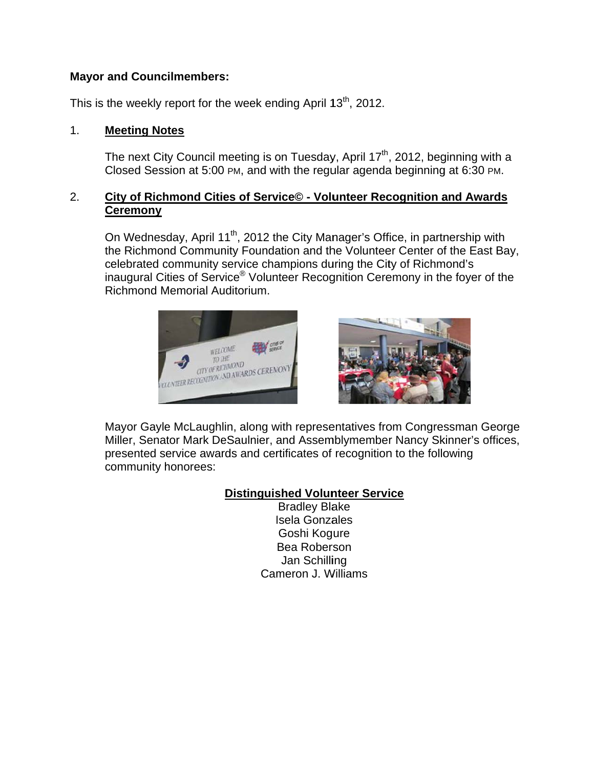**Mayor and Councilmembers:**

This is the weekly report for the week ending April 13th, 2012.

1. **Meeting Notes**

   The next City Council meeting is on Tuesday, April 17th, 2012, beginning with a Closed Session at 5:00 PM, and with the regular agenda beginning at 6:30 PM.

2. **City of Richmond Cities of Service© - Volunteer Recognition and Awards Ceremony**

   On Wednesday, April 11th, 2012 the City Manager's Office, in partnership with the Richmond Community Foundation and the Volunteer Center of the East Bay, celebrated community service champions during the City of Richmond's inaugural Cities of Service® Volunteer Recognition Ceremony in the foyer of the Richmond Memorial Auditorium.

   Mayor Gayle McLaughlin, along with representatives from Congressman George Miller, Senator Mark DeSaulnier, and Assemblymember Nancy Skinner's offices, presented service awards and certificates of recognition to the following community honorees:

   **Distinguished Volunteer Service**

   Bradley Blake
   Isela Gonzales
   Goshi Kogure
   Bea Roberson
   Jan Schilling
   Cameron J. Williams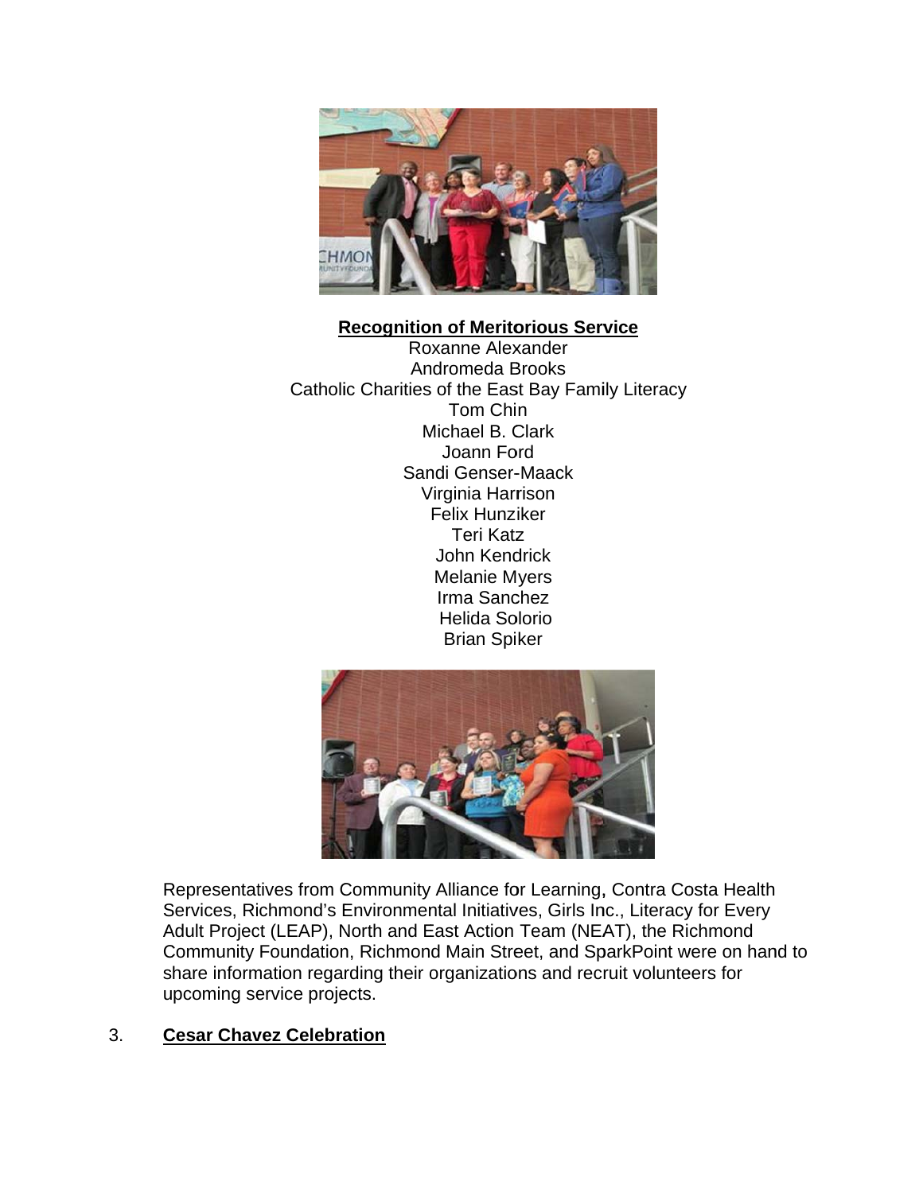**Recognition of Meritorious Service**

Roxanne Alexander
Andromeda Brooks
Catholic Charities of the East Bay Family Literacy
Tom Chin
Michael B. Clark
Joann Ford
Sandi Genser-Maack
Virginia Harrison
Felix Hunziker
Teri Katz
John Kendrick
Melanie Myers
Irma Sanchez
Helida Solorio
Brian Spiker

Representatives from Community Alliance for Learning, Contra Costa Health Services, Richmond's Environmental Initiatives, Girls Inc., Literacy for Every Adult Project (LEAP), North and East Action Team (NEAT), the Richmond Community Foundation, Richmond Main Street, and SparkPoint were on hand to share information regarding their organizations and recruit volunteers for upcoming service projects.

3. **Cesar Chavez Celebration**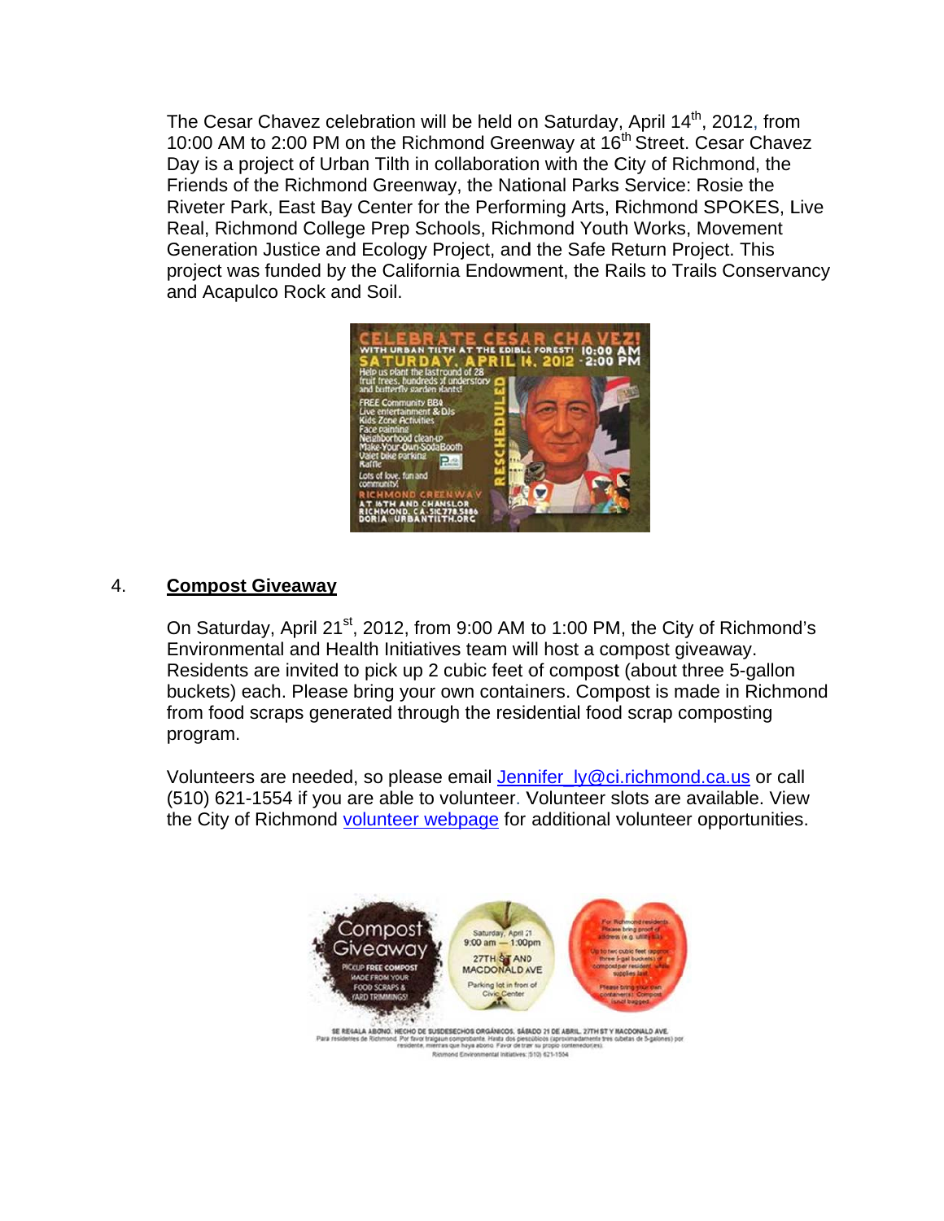The Cesar Chavez celebration will be held on Saturday, April 14th, 2012, from 10:00 AM to 2:00 PM on the Richmond Greenway at 16th Street. Cesar Chavez Day is a project of Urban Tilth in collaboration with the City of Richmond, the Friends of the Richmond Greenway, the National Parks Service: Rosie the Riveter Park, East Bay Center for the Performing Arts, Richmond SPOKES, Live Real, Richmond College Prep Schools, Richmond Youth Works, Movement Generation Justice and Ecology Project, and the Safe Return Project. This project was funded by the California Endowment, the Rails to Trails Conservancy and Acapulco Rock and Soil.

4. **Compost Giveaway**

On Saturday, April 21st, 2012, from 9:00 AM to 1:00 PM, the City of Richmond's Environmental and Health Initiatives team will host a compost giveaway. Residents are invited to pick up 2 cubic feet of compost (about three 5-gallon buckets) each. Please bring your own containers. Compost is made in Richmond from food scraps generated through the residential food scrap composting program.

Volunteers are needed, so please email Jennifer_ly@ci.richmond.ca.us or call (510) 621-1554 if you are able to volunteer. Volunteer slots are available. View the City of Richmond volunteer webpage for additional volunteer opportunities.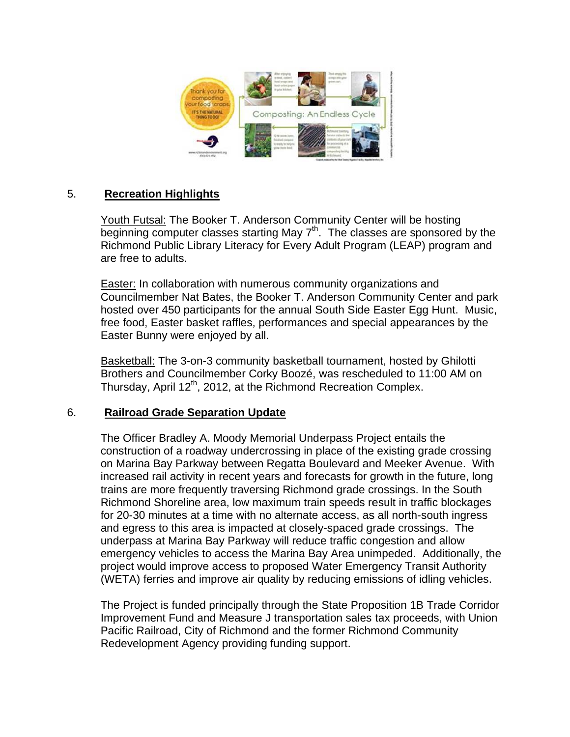5. **Recreation Highlights**

Youth Futsal: The Booker T. Anderson Community Center will be hosting beginning computer classes starting May 7th. The classes are sponsored by the Richmond Public Library Literacy for Every Adult Program (LEAP) program and are free to adults.

Easter: In collaboration with numerous community organizations and Councilmember Nat Bates, the Booker T. Anderson Community Center and park hosted over 450 participants for the annual South Side Easter Egg Hunt. Music, free food, Easter basket raffles, performances and special appearances by the Easter Bunny were enjoyed by all.

Basketball: The 3-on-3 community basketball tournament, hosted by Ghilotti Brothers and Councilmember Corky Boozé, was rescheduled to 11:00 AM on Thursday, April 12th, 2012, at the Richmond Recreation Complex.

6. **Railroad Grade Separation Update**

The Officer Bradley A. Moody Memorial Underpass Project entails the construction of a roadway undercrossing in place of the existing grade crossing on Marina Bay Parkway between Regatta Boulevard and Meeker Avenue. With increased rail activity in recent years and forecasts for growth in the future, long trains are more frequently traversing Richmond grade crossings. In the South Richmond Shoreline area, low maximum train speeds result in traffic blockages for 20-30 minutes at a time with no alternate access, as all north-south ingress and egress to this area is impacted at closely-spaced grade crossings. The underpass at Marina Bay Parkway will reduce traffic congestion and allow emergency vehicles to access the Marina Bay Area unimpeded. Additionally, the project would improve access to proposed Water Emergency Transit Authority (WETA) ferries and improve air quality by reducing emissions of idling vehicles.

The Project is funded principally through the State Proposition 1B Trade Corridor Improvement Fund and Measure J transportation sales tax proceeds, with Union Pacific Railroad, City of Richmond and the former Richmond Community Redevelopment Agency providing funding support.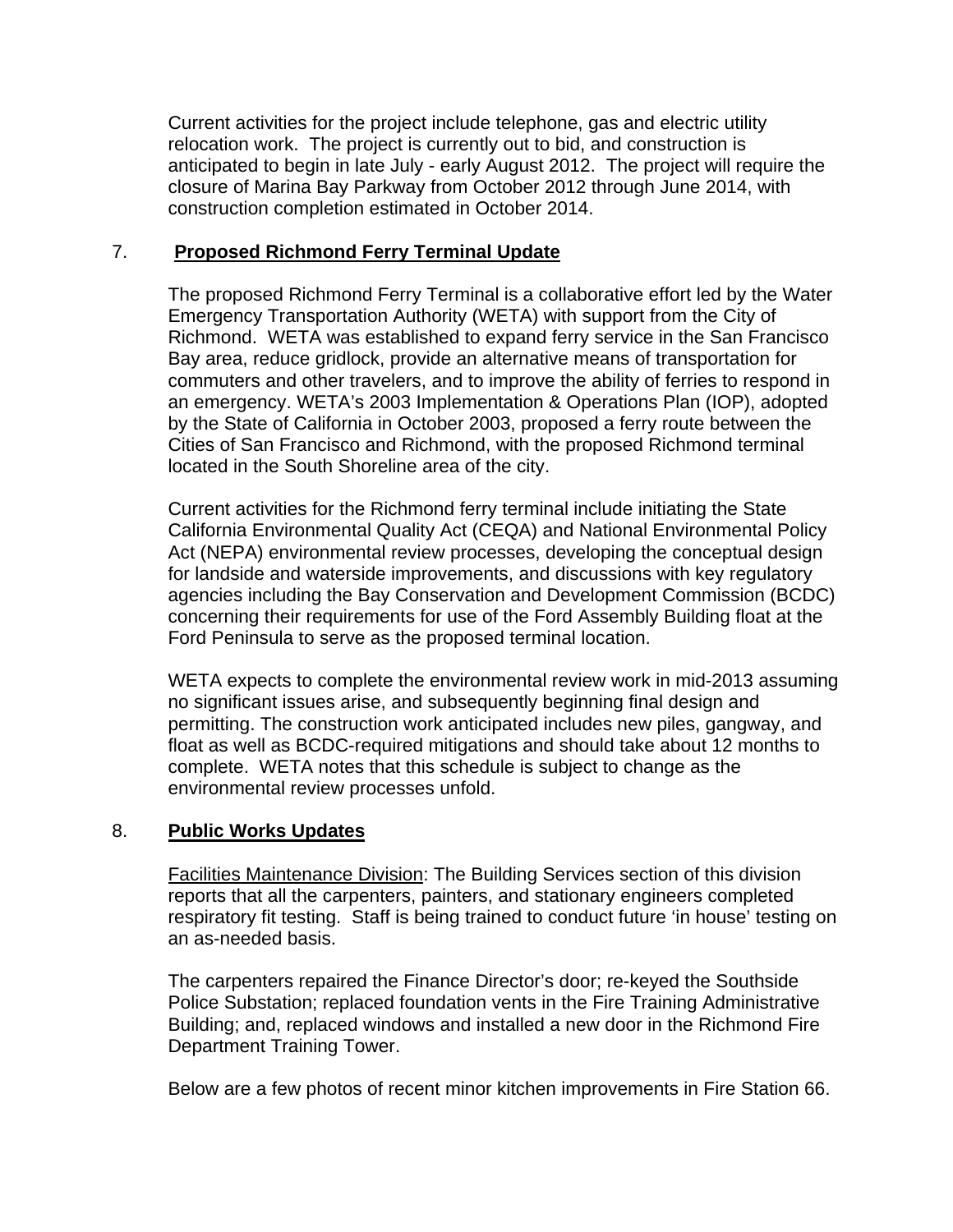Current activities for the project include telephone, gas and electric utility relocation work. The project is currently out to bid, and construction is anticipated to begin in late July - early August 2012. The project will require the closure of Marina Bay Parkway from October 2012 through June 2014, with construction completion estimated in October 2014.

## 7. **Proposed Richmond Ferry Terminal Update**

The proposed Richmond Ferry Terminal is a collaborative effort led by the Water Emergency Transportation Authority (WETA) with support from the City of Richmond. WETA was established to expand ferry service in the San Francisco Bay area, reduce gridlock, provide an alternative means of transportation for commuters and other travelers, and to improve the ability of ferries to respond in an emergency. WETA's 2003 Implementation & Operations Plan (IOP), adopted by the State of California in October 2003, proposed a ferry route between the Cities of San Francisco and Richmond, with the proposed Richmond terminal located in the South Shoreline area of the city.

Current activities for the Richmond ferry terminal include initiating the State California Environmental Quality Act (CEQA) and National Environmental Policy Act (NEPA) environmental review processes, developing the conceptual design for landside and waterside improvements, and discussions with key regulatory agencies including the Bay Conservation and Development Commission (BCDC) concerning their requirements for use of the Ford Assembly Building float at the Ford Peninsula to serve as the proposed terminal location.

WETA expects to complete the environmental review work in mid-2013 assuming no significant issues arise, and subsequently beginning final design and permitting. The construction work anticipated includes new piles, gangway, and float as well as BCDC-required mitigations and should take about 12 months to complete. WETA notes that this schedule is subject to change as the environmental review processes unfold.

## 8. **Public Works Updates**

Facilities Maintenance Division: The Building Services section of this division reports that all the carpenters, painters, and stationary engineers completed respiratory fit testing. Staff is being trained to conduct future 'in house' testing on an as-needed basis.

The carpenters repaired the Finance Director's door; re-keyed the Southside Police Substation; replaced foundation vents in the Fire Training Administrative Building; and, replaced windows and installed a new door in the Richmond Fire Department Training Tower.

Below are a few photos of recent minor kitchen improvements in Fire Station 66.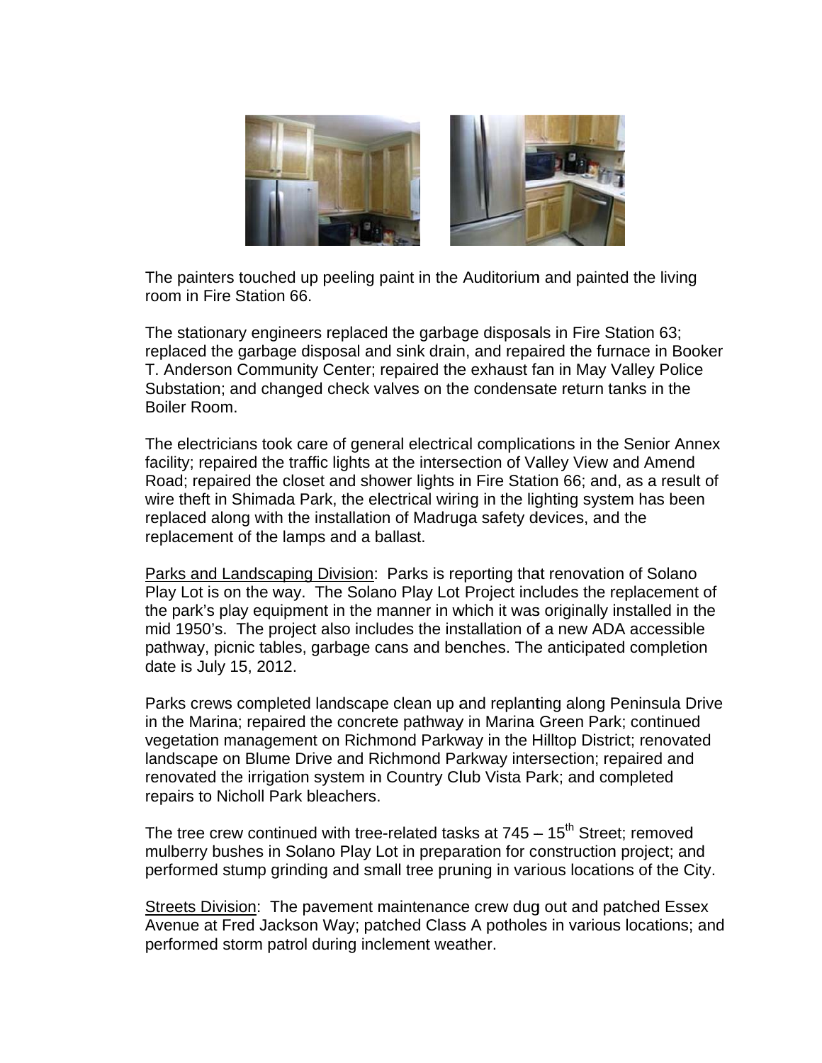The painters touched up peeling paint in the Auditorium and painted the living room in Fire Station 66.

The stationary engineers replaced the garbage disposals in Fire Station 63; replaced the garbage disposal and sink drain, and repaired the furnace in Booker T. Anderson Community Center; repaired the exhaust fan in May Valley Police Substation; and changed check valves on the condensate return tanks in the Boiler Room.

The electricians took care of general electrical complications in the Senior Annex facility; repaired the traffic lights at the intersection of Valley View and Amend Road; repaired the closet and shower lights in Fire Station 66; and, as a result of wire theft in Shimada Park, the electrical wiring in the lighting system has been replaced along with the installation of Madruga safety devices, and the replacement of the lamps and a ballast.

<u>Parks and Landscaping Division</u>: Parks is reporting that renovation of Solano Play Lot is on the way. The Solano Play Lot Project includes the replacement of the park's play equipment in the manner in which it was originally installed in the mid 1950's. The project also includes the installation of a new ADA accessible pathway, picnic tables, garbage cans and benches. The anticipated completion date is July 15, 2012.

Parks crews completed landscape clean up and replanting along Peninsula Drive in the Marina; repaired the concrete pathway in Marina Green Park; continued vegetation management on Richmond Parkway in the Hilltop District; renovated landscape on Blume Drive and Richmond Parkway intersection; repaired and renovated the irrigation system in Country Club Vista Park; and completed repairs to Nicholl Park bleachers.

The tree crew continued with tree-related tasks at 745 – 15th Street; removed mulberry bushes in Solano Play Lot in preparation for construction project; and performed stump grinding and small tree pruning in various locations of the City.

<u>Streets Division</u>: The pavement maintenance crew dug out and patched Essex Avenue at Fred Jackson Way; patched Class A potholes in various locations; and performed storm patrol during inclement weather.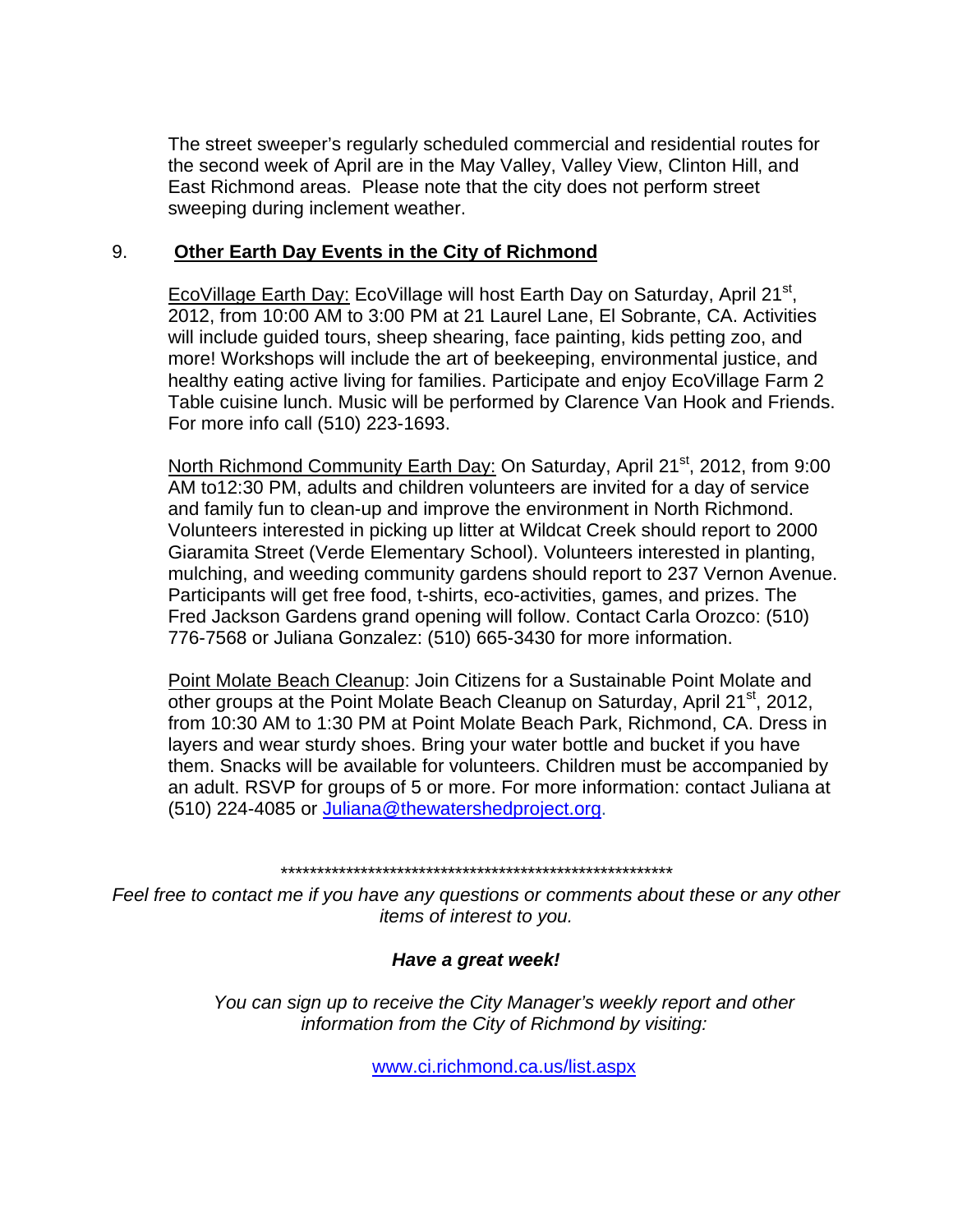The street sweeper's regularly scheduled commercial and residential routes for the second week of April are in the May Valley, Valley View, Clinton Hill, and East Richmond areas. Please note that the city does not perform street sweeping during inclement weather.

## 9. Other Earth Day Events in the City of Richmond

EcoVillage Earth Day: EcoVillage will host Earth Day on Saturday, April 21st, 2012, from 10:00 AM to 3:00 PM at 21 Laurel Lane, El Sobrante, CA. Activities will include guided tours, sheep shearing, face painting, kids petting zoo, and more! Workshops will include the art of beekeeping, environmental justice, and healthy eating active living for families. Participate and enjoy EcoVillage Farm 2 Table cuisine lunch. Music will be performed by Clarence Van Hook and Friends. For more info call (510) 223-1693.

North Richmond Community Earth Day: On Saturday, April 21st, 2012, from 9:00 AM to12:30 PM, adults and children volunteers are invited for a day of service and family fun to clean-up and improve the environment in North Richmond. Volunteers interested in picking up litter at Wildcat Creek should report to 2000 Giaramita Street (Verde Elementary School). Volunteers interested in planting, mulching, and weeding community gardens should report to 237 Vernon Avenue. Participants will get free food, t-shirts, eco-activities, games, and prizes. The Fred Jackson Gardens grand opening will follow. Contact Carla Orozco: (510) 776-7568 or Juliana Gonzalez: (510) 665-3430 for more information.

Point Molate Beach Cleanup: Join Citizens for a Sustainable Point Molate and other groups at the Point Molate Beach Cleanup on Saturday, April 21st, 2012, from 10:30 AM to 1:30 PM at Point Molate Beach Park, Richmond, CA. Dress in layers and wear sturdy shoes. Bring your water bottle and bucket if you have them. Snacks will be available for volunteers. Children must be accompanied by an adult. RSVP for groups of 5 or more. For more information: contact Juliana at (510) 224-4085 or Juliana@thewatershedproject.org.

*********************************************************

*Feel free to contact me if you have any questions or comments about these or any other items of interest to you.*

***Have a great week!***

*You can sign up to receive the City Manager's weekly report and other information from the City of Richmond by visiting:*

www.ci.richmond.ca.us/list.aspx